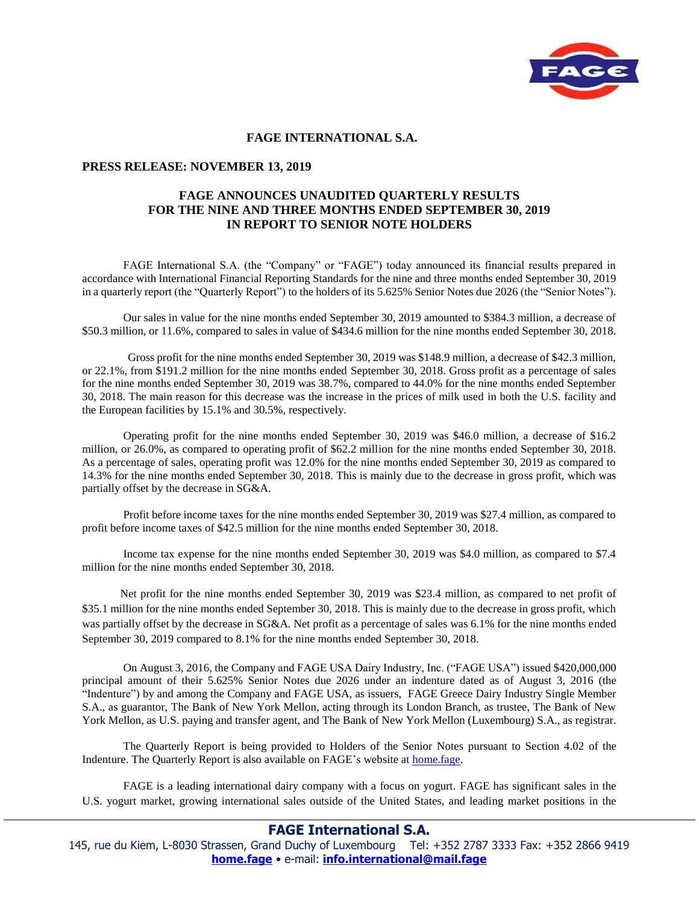# FAGE INTERNATIONAL S.A.

**PRESS RELEASE: NOVEMBER 13, 2019**

## FAGE ANNOUNCES UNAUDITED QUARTERLY RESULTS FOR THE NINE AND THREE MONTHS ENDED SEPTEMBER 30, 2019 IN REPORT TO SENIOR NOTE HOLDERS

FAGE International S.A. (the "Company" or "FAGE") today announced its financial results prepared in accordance with International Financial Reporting Standards for the nine and three months ended September 30, 2019 in a quarterly report (the "Quarterly Report") to the holders of its 5.625% Senior Notes due 2026 (the "Senior Notes").

Our sales in value for the nine months ended September 30, 2019 amounted to $384.3 million, a decrease of $50.3 million, or 11.6%, compared to sales in value of $434.6 million for the nine months ended September 30, 2018.

Gross profit for the nine months ended September 30, 2019 was $148.9 million, a decrease of $42.3 million, or 22.1%, from $191.2 million for the nine months ended September 30, 2018. Gross profit as a percentage of sales for the nine months ended September 30, 2019 was 38.7%, compared to 44.0% for the nine months ended September 30, 2018. The main reason for this decrease was the increase in the prices of milk used in both the U.S. facility and the European facilities by 15.1% and 30.5%, respectively.

Operating profit for the nine months ended September 30, 2019 was $46.0 million, a decrease of $16.2 million, or 26.0%, as compared to operating profit of $62.2 million for the nine months ended September 30, 2018. As a percentage of sales, operating profit was 12.0% for the nine months ended September 30, 2019 as compared to 14.3% for the nine months ended September 30, 2018. This is mainly due to the decrease in gross profit, which was partially offset by the decrease in SG&A.

Profit before income taxes for the nine months ended September 30, 2019 was $27.4 million, as compared to profit before income taxes of $42.5 million for the nine months ended September 30, 2018.

Income tax expense for the nine months ended September 30, 2019 was $4.0 million, as compared to $7.4 million for the nine months ended September 30, 2018.

Net profit for the nine months ended September 30, 2019 was $23.4 million, as compared to net profit of $35.1 million for the nine months ended September 30, 2018. This is mainly due to the decrease in gross profit, which was partially offset by the decrease in SG&A. Net profit as a percentage of sales was 6.1% for the nine months ended September 30, 2019 compared to 8.1% for the nine months ended September 30, 2018.

On August 3, 2016, the Company and FAGE USA Dairy Industry, Inc. ("FAGE USA") issued $420,000,000 principal amount of their 5.625% Senior Notes due 2026 under an indenture dated as of August 3, 2016 (the "Indenture") by and among the Company and FAGE USA, as issuers, FAGE Greece Dairy Industry Single Member S.A., as guarantor, The Bank of New York Mellon, acting through its London Branch, as trustee, The Bank of New York Mellon, as U.S. paying and transfer agent, and The Bank of New York Mellon (Luxembourg) S.A., as registrar.

The Quarterly Report is being provided to Holders of the Senior Notes pursuant to Section 4.02 of the Indenture. The Quarterly Report is also available on FAGE's website at home.fage.

FAGE is a leading international dairy company with a focus on yogurt. FAGE has significant sales in the U.S. yogurt market, growing international sales outside of the United States, and leading market positions in the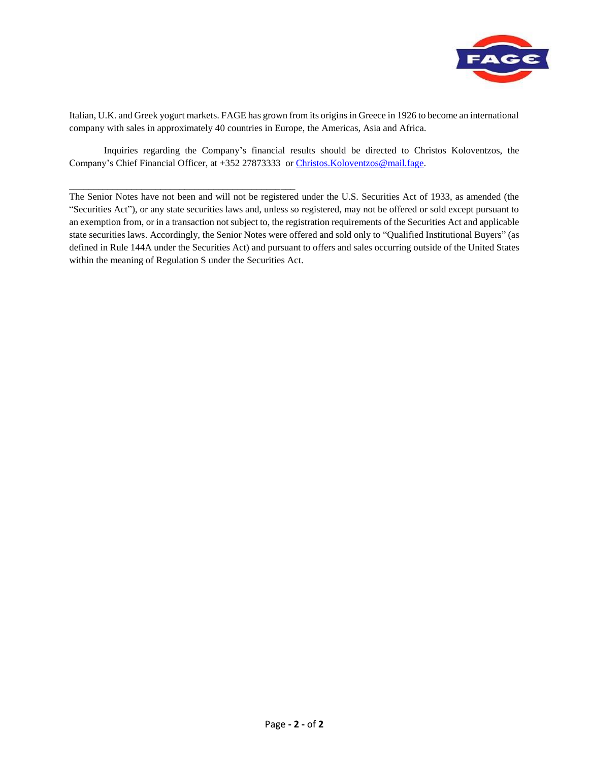Italian, U.K. and Greek yogurt markets. FAGE has grown from its origins in Greece in 1926 to become an international company with sales in approximately 40 countries in Europe, the Americas, Asia and Africa.

Inquiries regarding the Company's financial results should be directed to Christos Koloventzos, the Company's Chief Financial Officer, at +352 27873333 or Christos.Koloventzos@mail.fage.

---

The Senior Notes have not been and will not be registered under the U.S. Securities Act of 1933, as amended (the "Securities Act"), or any state securities laws and, unless so registered, may not be offered or sold except pursuant to an exemption from, or in a transaction not subject to, the registration requirements of the Securities Act and applicable state securities laws. Accordingly, the Senior Notes were offered and sold only to "Qualified Institutional Buyers" (as defined in Rule 144A under the Securities Act) and pursuant to offers and sales occurring outside of the United States within the meaning of Regulation S under the Securities Act.